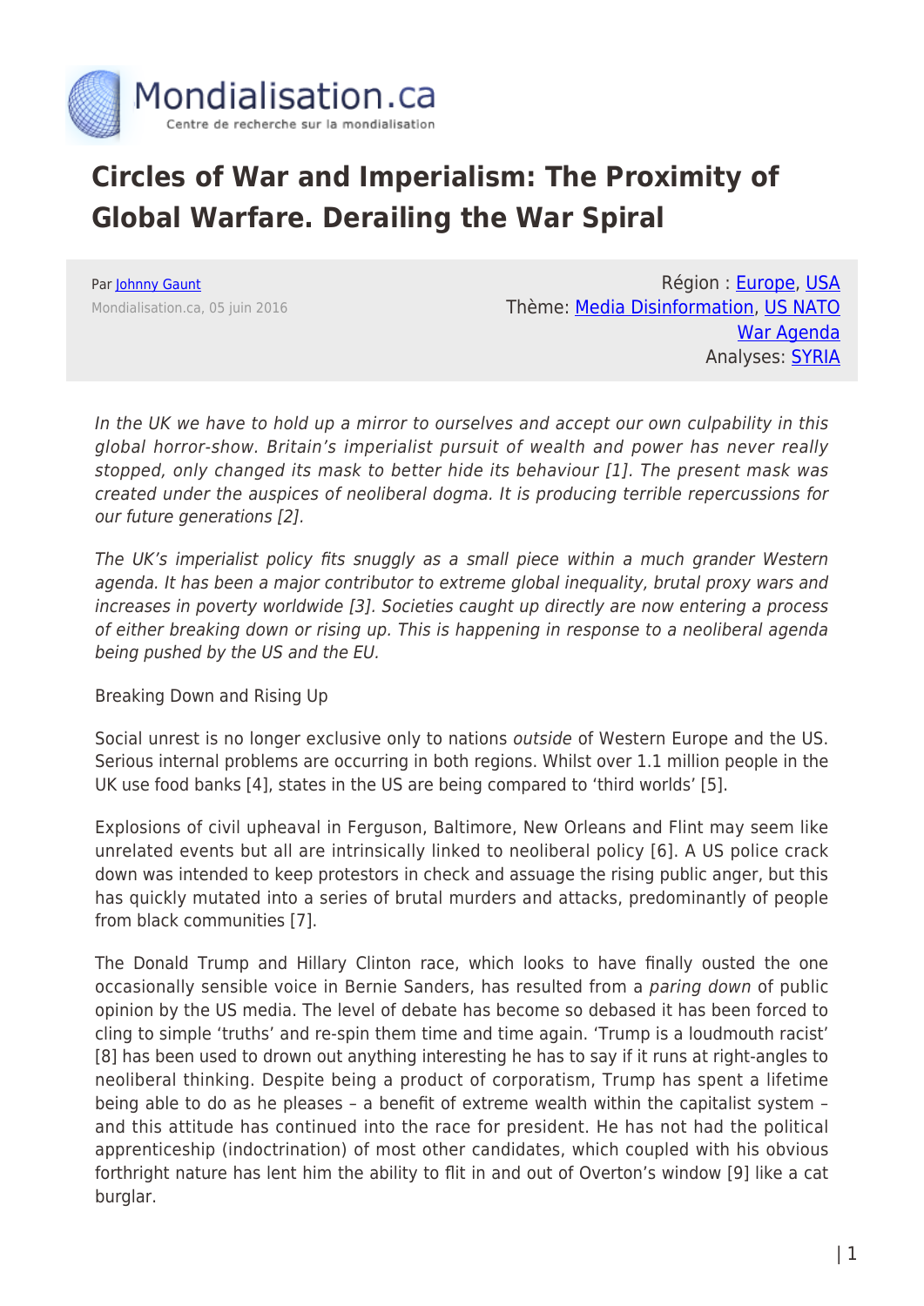# Circles of War and Imperialism: The Proximity of Global Warfare. Derailing the War Spiral

Par Johnny Gaunt
Mondialisation.ca, 05 juin 2016

Région : Europe, USA
Thème: Media Disinformation, US NATO War Agenda
Analyses: SYRIA

*In the UK we have to hold up a mirror to ourselves and accept our own culpability in this global horror-show. Britain's imperialist pursuit of wealth and power has never really stopped, only changed its mask to better hide its behaviour [1]. The present mask was created under the auspices of neoliberal dogma. It is producing terrible repercussions for our future generations [2].*

*The UK's imperialist policy fits snuggly as a small piece within a much grander Western agenda. It has been a major contributor to extreme global inequality, brutal proxy wars and increases in poverty worldwide [3]. Societies caught up directly are now entering a process of either breaking down or rising up. This is happening in response to a neoliberal agenda being pushed by the US and the EU.*

## Breaking Down and Rising Up

Social unrest is no longer exclusive only to nations *outside* of Western Europe and the US. Serious internal problems are occurring in both regions. Whilst over 1.1 million people in the UK use food banks [4], states in the US are being compared to 'third worlds' [5].

Explosions of civil upheaval in Ferguson, Baltimore, New Orleans and Flint may seem like unrelated events but all are intrinsically linked to neoliberal policy [6]. A US police crack down was intended to keep protestors in check and assuage the rising public anger, but this has quickly mutated into a series of brutal murders and attacks, predominantly of people from black communities [7].

The Donald Trump and Hillary Clinton race, which looks to have finally ousted the one occasionally sensible voice in Bernie Sanders, has resulted from a *paring down* of public opinion by the US media. The level of debate has become so debased it has been forced to cling to simple 'truths' and re-spin them time and time again. 'Trump is a loudmouth racist' [8] has been used to drown out anything interesting he has to say if it runs at right-angles to neoliberal thinking. Despite being a product of corporatism, Trump has spent a lifetime being able to do as he pleases – a benefit of extreme wealth within the capitalist system – and this attitude has continued into the race for president. He has not had the political apprenticeship (indoctrination) of most other candidates, which coupled with his obvious forthright nature has lent him the ability to flit in and out of Overton's window [9] like a cat burglar.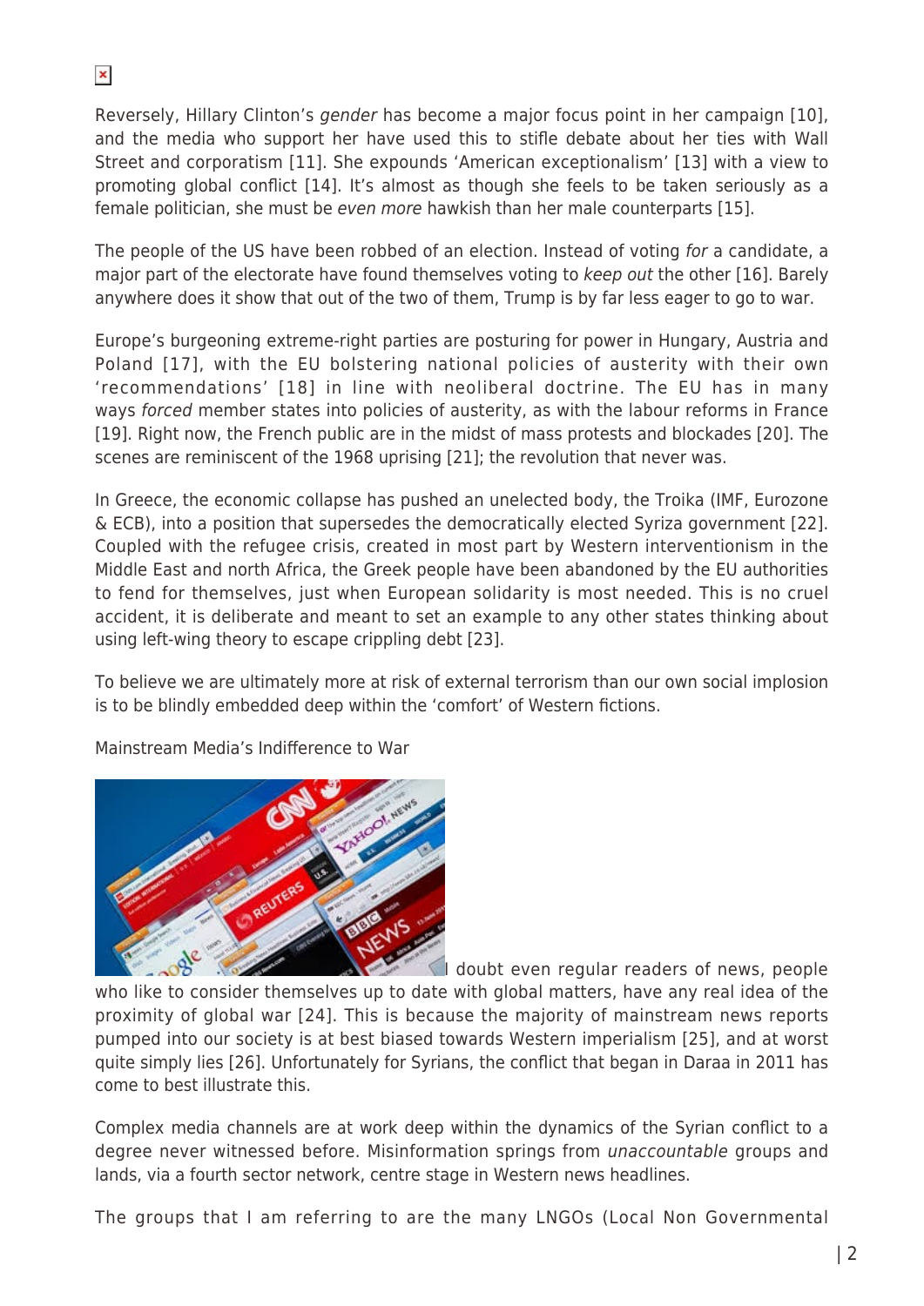Reversely, Hillary Clinton's *gender* has become a major focus point in her campaign [10], and the media who support her have used this to stifle debate about her ties with Wall Street and corporatism [11]. She expounds 'American exceptionalism' [13] with a view to promoting global conflict [14]. It's almost as though she feels to be taken seriously as a female politician, she must be *even more* hawkish than her male counterparts [15].

The people of the US have been robbed of an election. Instead of voting *for* a candidate, a major part of the electorate have found themselves voting to *keep out* the other [16]. Barely anywhere does it show that out of the two of them, Trump is by far less eager to go to war.

Europe's burgeoning extreme-right parties are posturing for power in Hungary, Austria and Poland [17], with the EU bolstering national policies of austerity with their own 'recommendations' [18] in line with neoliberal doctrine. The EU has in many ways *forced* member states into policies of austerity, as with the labour reforms in France [19]. Right now, the French public are in the midst of mass protests and blockades [20]. The scenes are reminiscent of the 1968 uprising [21]; the revolution that never was.

In Greece, the economic collapse has pushed an unelected body, the Troika (IMF, Eurozone & ECB), into a position that supersedes the democratically elected Syriza government [22]. Coupled with the refugee crisis, created in most part by Western interventionism in the Middle East and north Africa, the Greek people have been abandoned by the EU authorities to fend for themselves, just when European solidarity is most needed. This is no cruel accident, it is deliberate and meant to set an example to any other states thinking about using left-wing theory to escape crippling debt [23].

To believe we are ultimately more at risk of external terrorism than our own social implosion is to be blindly embedded deep within the 'comfort' of Western fictions.

Mainstream Media's Indifference to War

I doubt even regular readers of news, people who like to consider themselves up to date with global matters, have any real idea of the proximity of global war [24]. This is because the majority of mainstream news reports pumped into our society is at best biased towards Western imperialism [25], and at worst quite simply lies [26]. Unfortunately for Syrians, the conflict that began in Daraa in 2011 has come to best illustrate this.

Complex media channels are at work deep within the dynamics of the Syrian conflict to a degree never witnessed before. Misinformation springs from *unaccountable* groups and lands, via a fourth sector network, centre stage in Western news headlines.

The groups that I am referring to are the many LNGOs (Local Non Governmental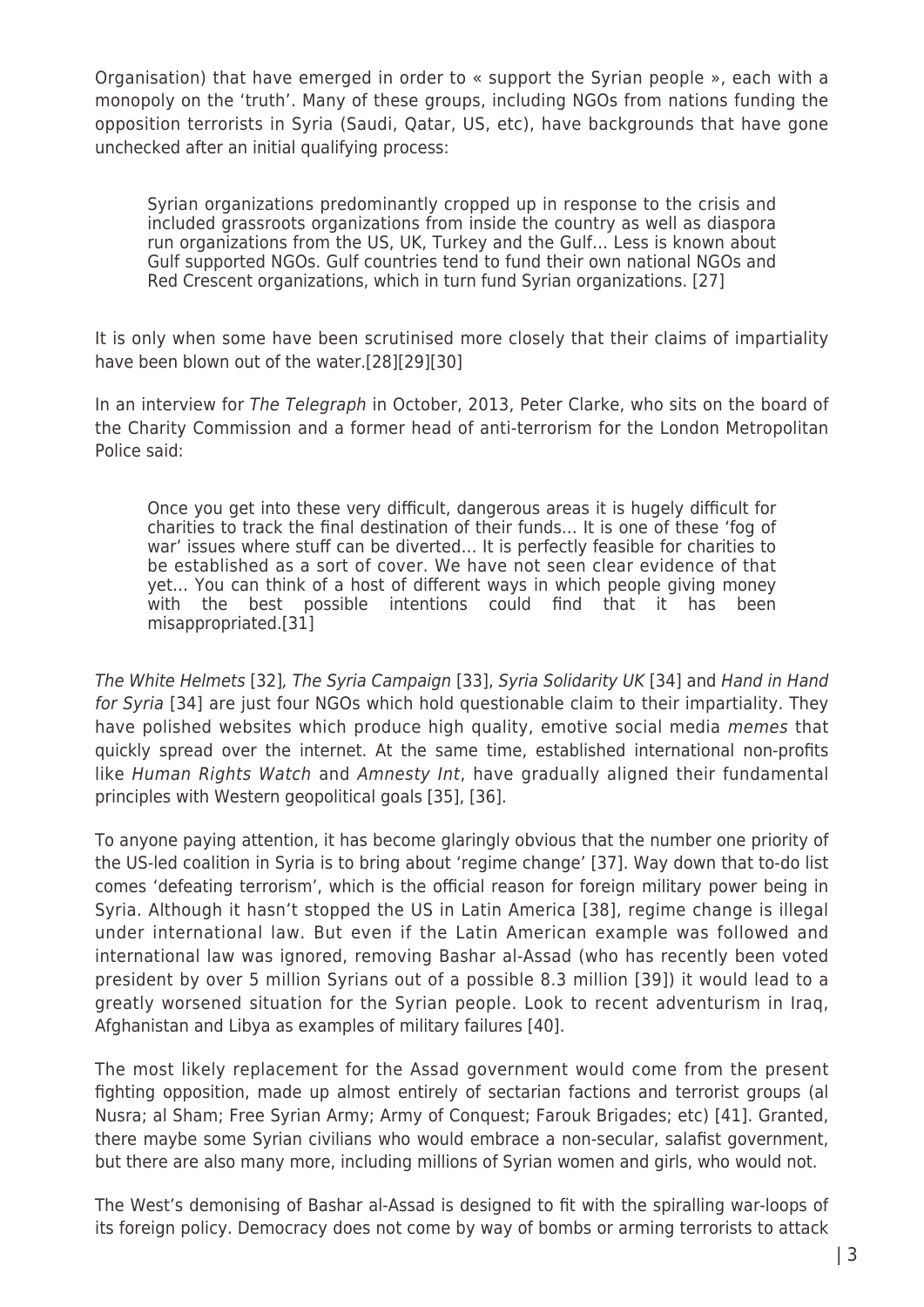Organisation) that have emerged in order to « support the Syrian people », each with a monopoly on the 'truth'. Many of these groups, including NGOs from nations funding the opposition terrorists in Syria (Saudi, Qatar, US, etc), have backgrounds that have gone unchecked after an initial qualifying process:

> Syrian organizations predominantly cropped up in response to the crisis and included grassroots organizations from inside the country as well as diaspora run organizations from the US, UK, Turkey and the Gulf… Less is known about Gulf supported NGOs. Gulf countries tend to fund their own national NGOs and Red Crescent organizations, which in turn fund Syrian organizations. [27]

It is only when some have been scrutinised more closely that their claims of impartiality have been blown out of the water.[28][29][30]

In an interview for *The Telegraph* in October, 2013, Peter Clarke, who sits on the board of the Charity Commission and a former head of anti-terrorism for the London Metropolitan Police said:

> Once you get into these very difficult, dangerous areas it is hugely difficult for charities to track the final destination of their funds… It is one of these 'fog of war' issues where stuff can be diverted… It is perfectly feasible for charities to be established as a sort of cover. We have not seen clear evidence of that yet… You can think of a host of different ways in which people giving money with the best possible intentions could find that it has been misappropriated.[31]

*The White Helmets* [32], *The Syria Campaign* [33], *Syria Solidarity UK* [34] and *Hand in Hand for Syria* [34] are just four NGOs which hold questionable claim to their impartiality. They have polished websites which produce high quality, emotive social media *memes* that quickly spread over the internet. At the same time, established international non-profits like *Human Rights Watch* and *Amnesty Int*, have gradually aligned their fundamental principles with Western geopolitical goals [35], [36].

To anyone paying attention, it has become glaringly obvious that the number one priority of the US-led coalition in Syria is to bring about 'regime change' [37]. Way down that to-do list comes 'defeating terrorism', which is the official reason for foreign military power being in Syria. Although it hasn't stopped the US in Latin America [38], regime change is illegal under international law. But even if the Latin American example was followed and international law was ignored, removing Bashar al-Assad (who has recently been voted president by over 5 million Syrians out of a possible 8.3 million [39]) it would lead to a greatly worsened situation for the Syrian people. Look to recent adventurism in Iraq, Afghanistan and Libya as examples of military failures [40].

The most likely replacement for the Assad government would come from the present fighting opposition, made up almost entirely of sectarian factions and terrorist groups (al Nusra; al Sham; Free Syrian Army; Army of Conquest; Farouk Brigades; etc) [41]. Granted, there maybe some Syrian civilians who would embrace a non-secular, salafist government, but there are also many more, including millions of Syrian women and girls, who would not.

The West's demonising of Bashar al-Assad is designed to fit with the spiralling war-loops of its foreign policy. Democracy does not come by way of bombs or arming terrorists to attack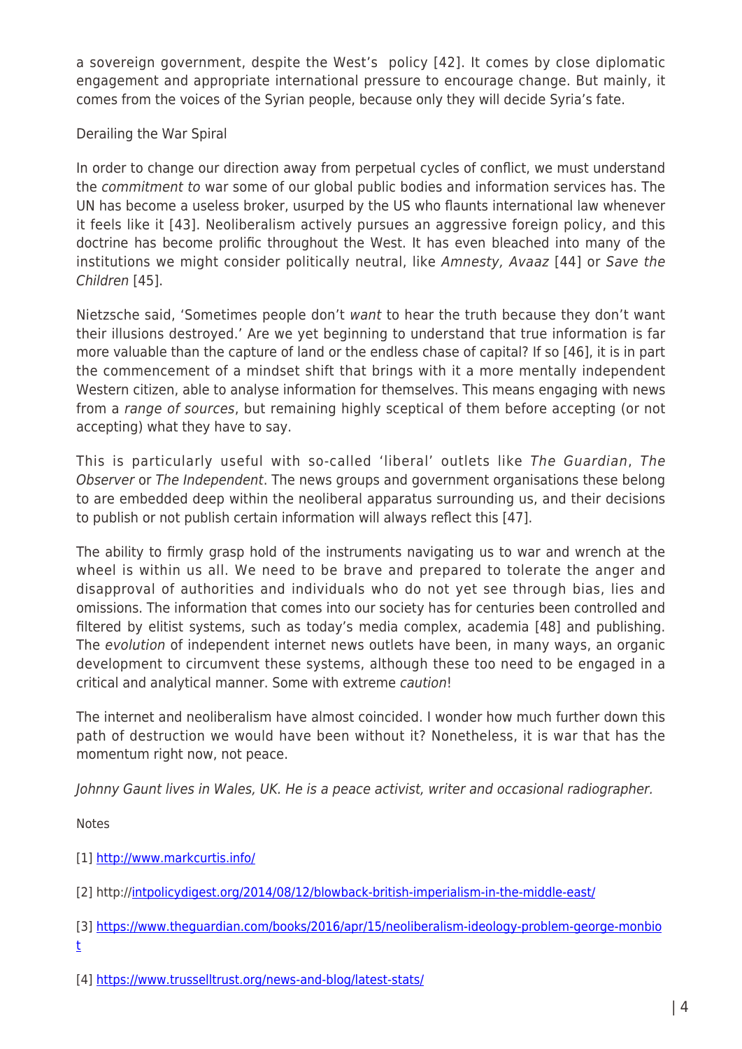a sovereign government, despite the West's  policy [42]. It comes by close diplomatic engagement and appropriate international pressure to encourage change. But mainly, it comes from the voices of the Syrian people, because only they will decide Syria's fate.

## Derailing the War Spiral

In order to change our direction away from perpetual cycles of conflict, we must understand the *commitment to* war some of our global public bodies and information services has. The UN has become a useless broker, usurped by the US who flaunts international law whenever it feels like it [43]. Neoliberalism actively pursues an aggressive foreign policy, and this doctrine has become prolific throughout the West. It has even bleached into many of the institutions we might consider politically neutral, like *Amnesty, Avaaz* [44] or *Save the Children* [45].

Nietzsche said, 'Sometimes people don't *want* to hear the truth because they don't want their illusions destroyed.' Are we yet beginning to understand that true information is far more valuable than the capture of land or the endless chase of capital? If so [46], it is in part the commencement of a mindset shift that brings with it a more mentally independent Western citizen, able to analyse information for themselves. This means engaging with news from a *range of sources*, but remaining highly sceptical of them before accepting (or not accepting) what they have to say.

This is particularly useful with so-called 'liberal' outlets like *The Guardian*, *The Observer* or *The Independent*. The news groups and government organisations these belong to are embedded deep within the neoliberal apparatus surrounding us, and their decisions to publish or not publish certain information will always reflect this [47].

The ability to firmly grasp hold of the instruments navigating us to war and wrench at the wheel is within us all. We need to be brave and prepared to tolerate the anger and disapproval of authorities and individuals who do not yet see through bias, lies and omissions. The information that comes into our society has for centuries been controlled and filtered by elitist systems, such as today's media complex, academia [48] and publishing. The *evolution* of independent internet news outlets have been, in many ways, an organic development to circumvent these systems, although these too need to be engaged in a critical and analytical manner. Some with extreme *caution*!

The internet and neoliberalism have almost coincided. I wonder how much further down this path of destruction we would have been without it? Nonetheless, it is war that has the momentum right now, not peace.

*Johnny Gaunt lives in Wales, UK. He is a peace activist, writer and occasional radiographer.*

Notes

[1] http://www.markcurtis.info/

[2] http://intpolicydigest.org/2014/08/12/blowback-british-imperialism-in-the-middle-east/

[3] https://www.theguardian.com/books/2016/apr/15/neoliberalism-ideology-problem-george-monbiot

[4] https://www.trusselltrust.org/news-and-blog/latest-stats/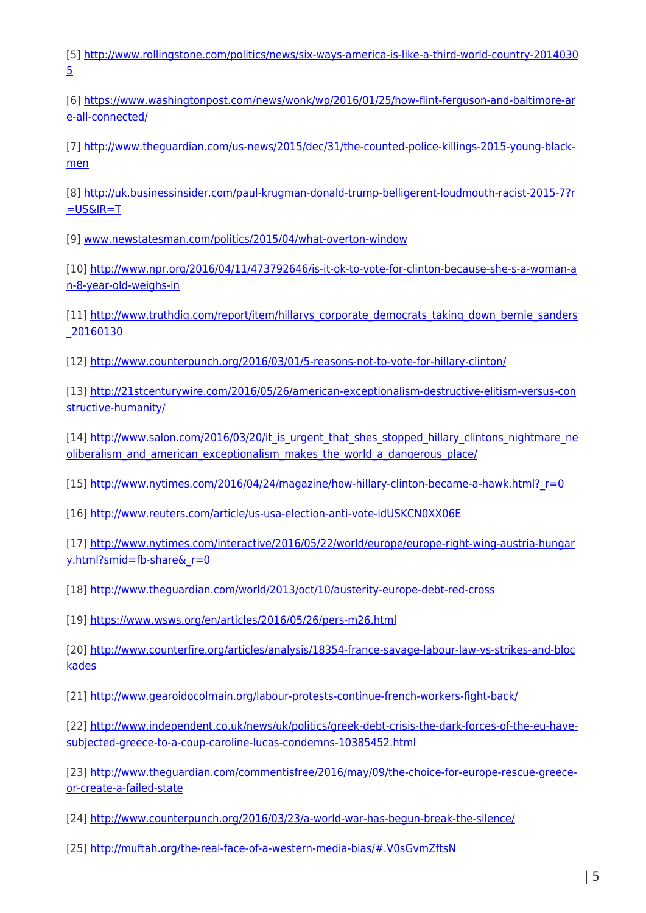[5] http://www.rollingstone.com/politics/news/six-ways-america-is-like-a-third-world-country-20140305

[6] https://www.washingtonpost.com/news/wonk/wp/2016/01/25/how-flint-ferguson-and-baltimore-are-all-connected/

[7] http://www.theguardian.com/us-news/2015/dec/31/the-counted-police-killings-2015-young-black-men

[8] http://uk.businessinsider.com/paul-krugman-donald-trump-belligerent-loudmouth-racist-2015-7?r=US&IR=T

[9] www.newstatesman.com/politics/2015/04/what-overton-window

[10] http://www.npr.org/2016/04/11/473792646/is-it-ok-to-vote-for-clinton-because-she-s-a-woman-an-8-year-old-weighs-in

[11] http://www.truthdig.com/report/item/hillarys_corporate_democrats_taking_down_bernie_sanders_20160130

[12] http://www.counterpunch.org/2016/03/01/5-reasons-not-to-vote-for-hillary-clinton/

[13] http://21stcenturywire.com/2016/05/26/american-exceptionalism-destructive-elitism-versus-constructive-humanity/

[14] http://www.salon.com/2016/03/20/it_is_urgent_that_shes_stopped_hillary_clintons_nightmare_neoliberalism_and_american_exceptionalism_makes_the_world_a_dangerous_place/

[15] http://www.nytimes.com/2016/04/24/magazine/how-hillary-clinton-became-a-hawk.html?_r=0

[16] http://www.reuters.com/article/us-usa-election-anti-vote-idUSKCN0XX06E

[17] http://www.nytimes.com/interactive/2016/05/22/world/europe/europe-right-wing-austria-hungary.html?smid=fb-share&_r=0

[18] http://www.theguardian.com/world/2013/oct/10/austerity-europe-debt-red-cross

[19] https://www.wsws.org/en/articles/2016/05/26/pers-m26.html

[20] http://www.counterfire.org/articles/analysis/18354-france-savage-labour-law-vs-strikes-and-blockades

[21] http://www.gearoidocolmain.org/labour-protests-continue-french-workers-fight-back/

[22] http://www.independent.co.uk/news/uk/politics/greek-debt-crisis-the-dark-forces-of-the-eu-have-subjected-greece-to-a-coup-caroline-lucas-condemns-10385452.html

[23] http://www.theguardian.com/commentisfree/2016/may/09/the-choice-for-europe-rescue-greece-or-create-a-failed-state

[24] http://www.counterpunch.org/2016/03/23/a-world-war-has-begun-break-the-silence/

[25] http://muftah.org/the-real-face-of-a-western-media-bias/#.V0sGvmZftsN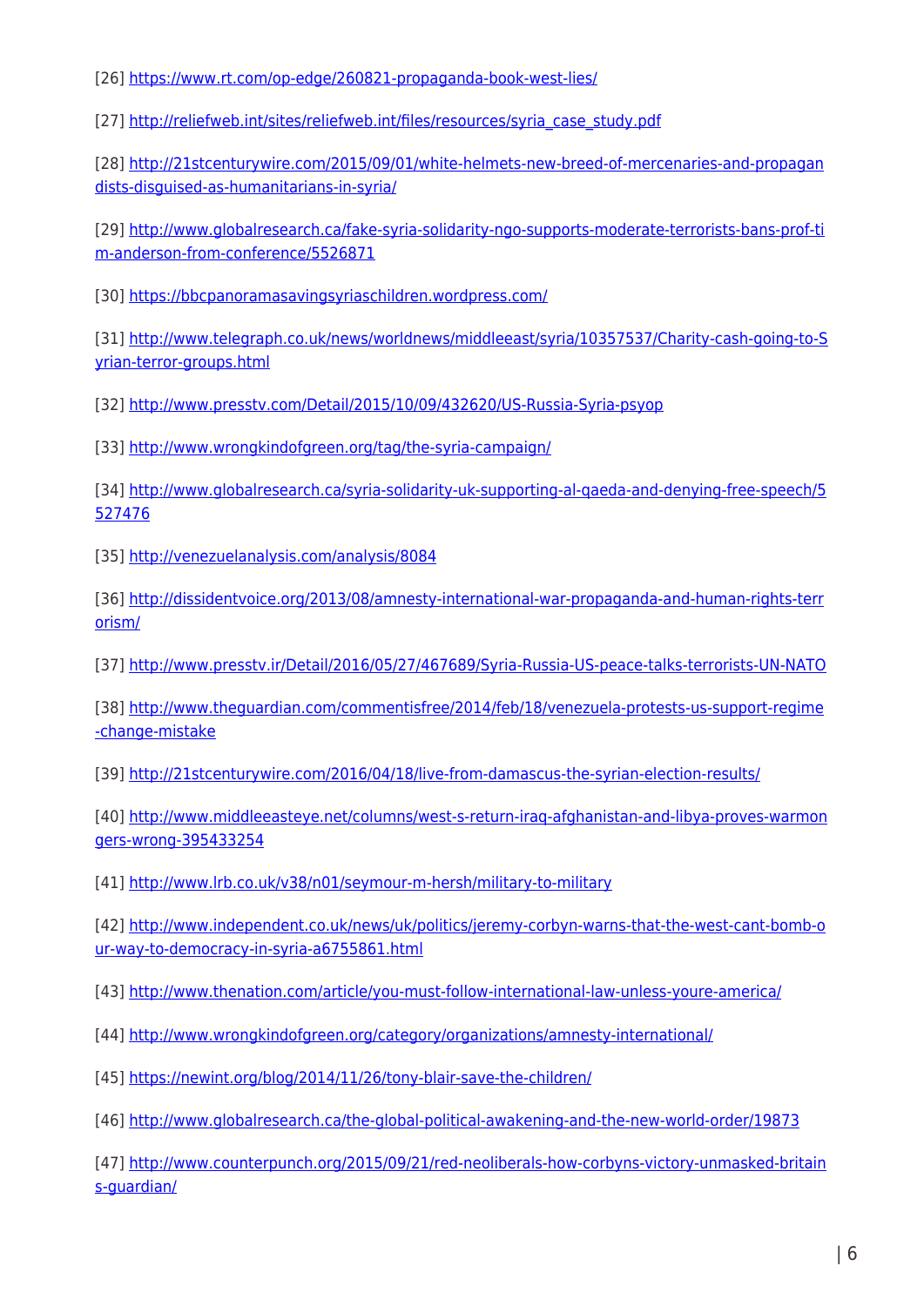[26] https://www.rt.com/op-edge/260821-propaganda-book-west-lies/

[27] http://reliefweb.int/sites/reliefweb.int/files/resources/syria_case_study.pdf

[28] http://21stcenturywire.com/2015/09/01/white-helmets-new-breed-of-mercenaries-and-propagandists-disguised-as-humanitarians-in-syria/

[29] http://www.globalresearch.ca/fake-syria-solidarity-ngo-supports-moderate-terrorists-bans-prof-tim-anderson-from-conference/5526871

[30] https://bbcpanoramasavingsyriaschildren.wordpress.com/

[31] http://www.telegraph.co.uk/news/worldnews/middleeast/syria/10357537/Charity-cash-going-to-Syrian-terror-groups.html

[32] http://www.presstv.com/Detail/2015/10/09/432620/US-Russia-Syria-psyop

[33] http://www.wrongkindofgreen.org/tag/the-syria-campaign/

[34] http://www.globalresearch.ca/syria-solidarity-uk-supporting-al-qaeda-and-denying-free-speech/5527476

[35] http://venezuelanalysis.com/analysis/8084

[36] http://dissidentvoice.org/2013/08/amnesty-international-war-propaganda-and-human-rights-terrorism/

[37] http://www.presstv.ir/Detail/2016/05/27/467689/Syria-Russia-US-peace-talks-terrorists-UN-NATO

[38] http://www.theguardian.com/commentisfree/2014/feb/18/venezuela-protests-us-support-regime-change-mistake

[39] http://21stcenturywire.com/2016/04/18/live-from-damascus-the-syrian-election-results/

[40] http://www.middleeasteye.net/columns/west-s-return-iraq-afghanistan-and-libya-proves-warmongers-wrong-395433254

[41] http://www.lrb.co.uk/v38/n01/seymour-m-hersh/military-to-military

[42] http://www.independent.co.uk/news/uk/politics/jeremy-corbyn-warns-that-the-west-cant-bomb-our-way-to-democracy-in-syria-a6755861.html

[43] http://www.thenation.com/article/you-must-follow-international-law-unless-youre-america/

[44] http://www.wrongkindofgreen.org/category/organizations/amnesty-international/

[45] https://newint.org/blog/2014/11/26/tony-blair-save-the-children/

[46] http://www.globalresearch.ca/the-global-political-awakening-and-the-new-world-order/19873

[47] http://www.counterpunch.org/2015/09/21/red-neoliberals-how-corbyns-victory-unmasked-britains-guardian/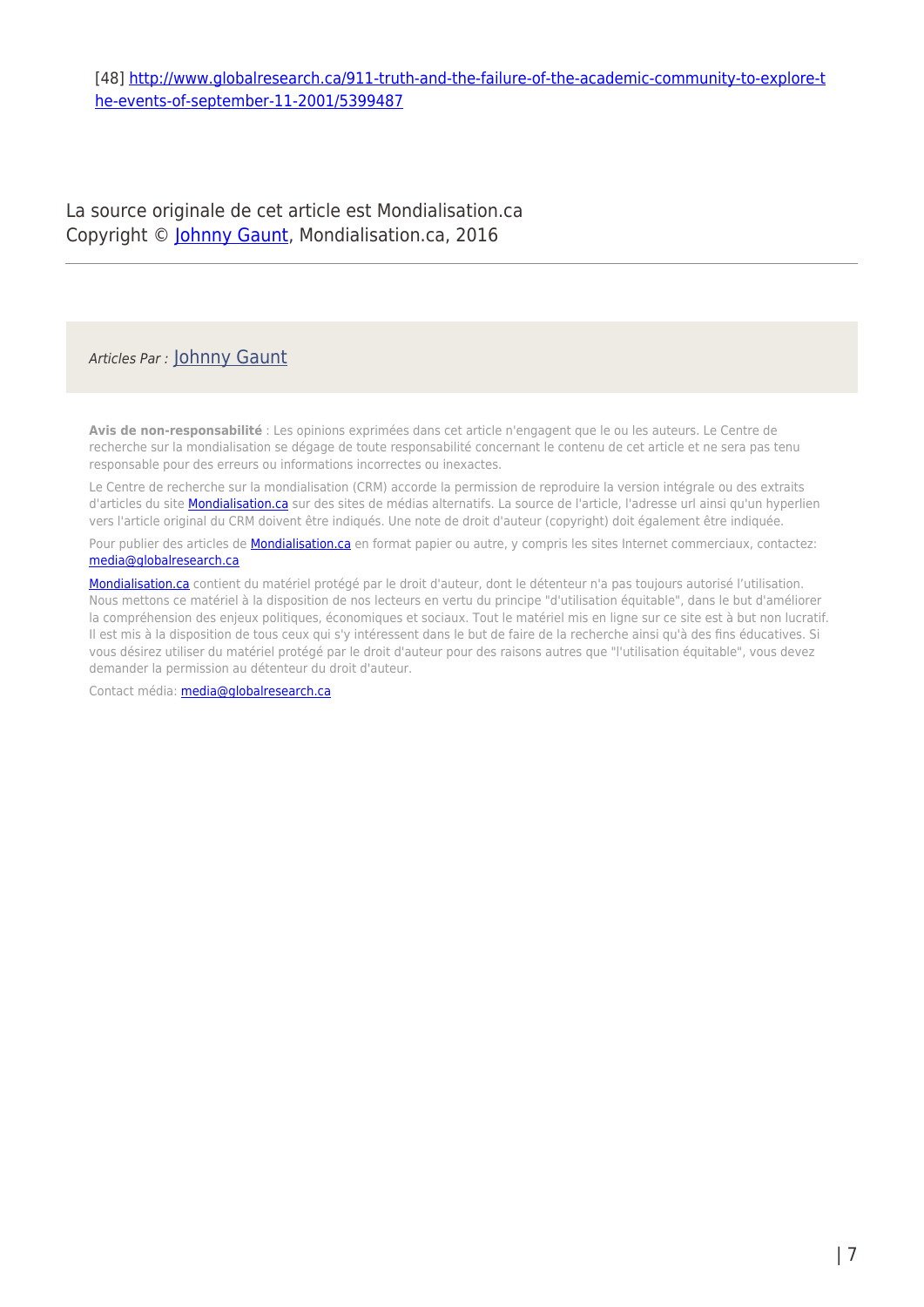[48] http://www.globalresearch.ca/911-truth-and-the-failure-of-the-academic-community-to-explore-the-events-of-september-11-2001/5399487

La source originale de cet article est Mondialisation.ca
Copyright © Johnny Gaunt, Mondialisation.ca, 2016

*Articles Par :* Johnny Gaunt

**Avis de non-responsabilité** : Les opinions exprimées dans cet article n'engagent que le ou les auteurs. Le Centre de recherche sur la mondialisation se dégage de toute responsabilité concernant le contenu de cet article et ne sera pas tenu responsable pour des erreurs ou informations incorrectes ou inexactes.

Le Centre de recherche sur la mondialisation (CRM) accorde la permission de reproduire la version intégrale ou des extraits d'articles du site Mondialisation.ca sur des sites de médias alternatifs. La source de l'article, l'adresse url ainsi qu'un hyperlien vers l'article original du CRM doivent être indiqués. Une note de droit d'auteur (copyright) doit également être indiquée.

Pour publier des articles de Mondialisation.ca en format papier ou autre, y compris les sites Internet commerciaux, contactez: media@globalresearch.ca

Mondialisation.ca contient du matériel protégé par le droit d'auteur, dont le détenteur n'a pas toujours autorisé l'utilisation. Nous mettons ce matériel à la disposition de nos lecteurs en vertu du principe "d'utilisation équitable", dans le but d'améliorer la compréhension des enjeux politiques, économiques et sociaux. Tout le matériel mis en ligne sur ce site est à but non lucratif. Il est mis à la disposition de tous ceux qui s'y intéressent dans le but de faire de la recherche ainsi qu'à des fins éducatives. Si vous désirez utiliser du matériel protégé par le droit d'auteur pour des raisons autres que "l'utilisation équitable", vous devez demander la permission au détenteur du droit d'auteur.

Contact média: media@globalresearch.ca